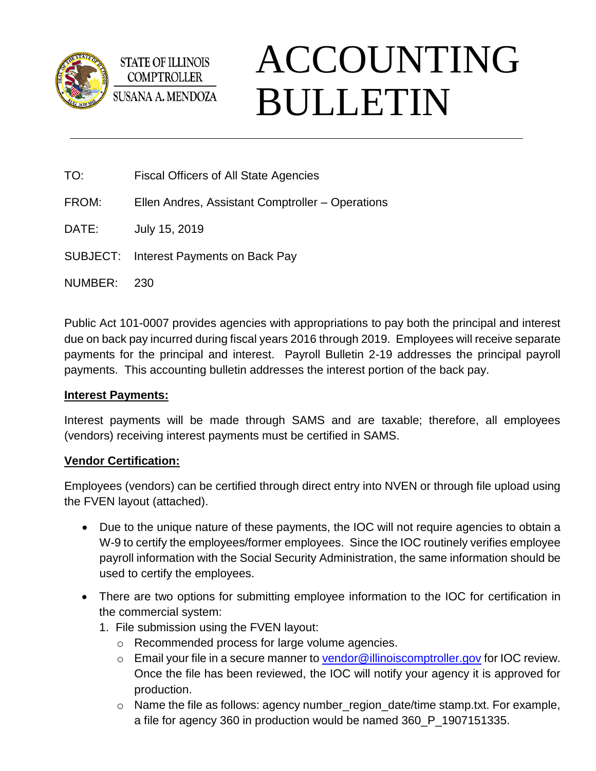STATE OF ILLINOIS
COMPTROLLER
SUSANA A. MENDOZA

# ACCOUNTING BULLETIN

---

TO: Fiscal Officers of All State Agencies

FROM: Ellen Andres, Assistant Comptroller – Operations

DATE: July 15, 2019

SUBJECT: Interest Payments on Back Pay

NUMBER: 230

Public Act 101-0007 provides agencies with appropriations to pay both the principal and interest due on back pay incurred during fiscal years 2016 through 2019. Employees will receive separate payments for the principal and interest. Payroll Bulletin 2-19 addresses the principal payroll payments. This accounting bulletin addresses the interest portion of the back pay.

**Interest Payments:**

Interest payments will be made through SAMS and are taxable; therefore, all employees (vendors) receiving interest payments must be certified in SAMS.

**Vendor Certification:**

Employees (vendors) can be certified through direct entry into NVEN or through file upload using the FVEN layout (attached).

- Due to the unique nature of these payments, the IOC will not require agencies to obtain a W-9 to certify the employees/former employees. Since the IOC routinely verifies employee payroll information with the Social Security Administration, the same information should be used to certify the employees.
- There are two options for submitting employee information to the IOC for certification in the commercial system:
  1. File submission using the FVEN layout:
     - Recommended process for large volume agencies.
     - Email your file in a secure manner to vendor@illinoiscomptroller.gov for IOC review. Once the file has been reviewed, the IOC will notify your agency it is approved for production.
     - Name the file as follows: agency number_region_date/time stamp.txt. For example, a file for agency 360 in production would be named 360_P_1907151335.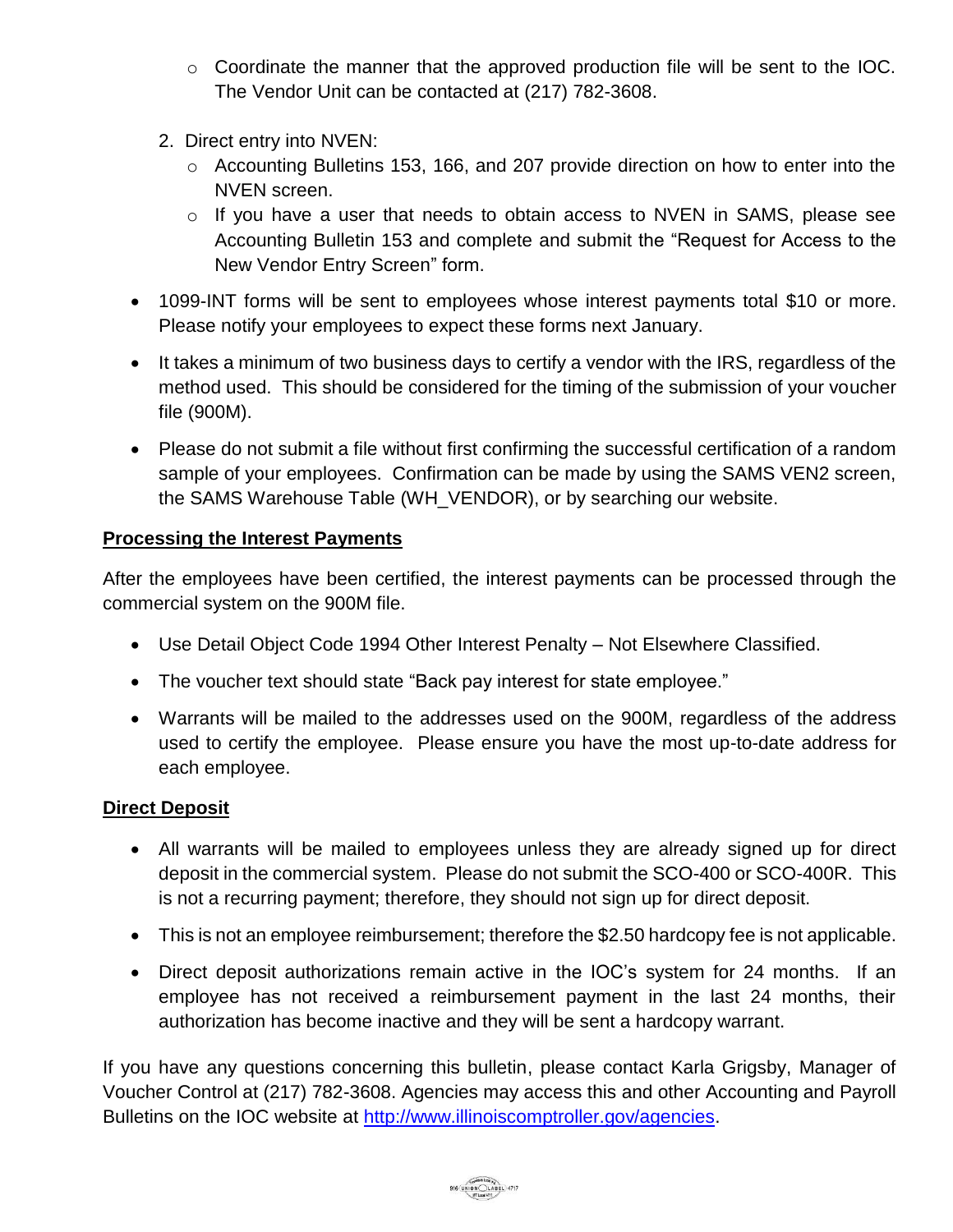- Coordinate the manner that the approved production file will be sent to the IOC. The Vendor Unit can be contacted at (217) 782-3608.

2. Direct entry into NVEN:
   - Accounting Bulletins 153, 166, and 207 provide direction on how to enter into the NVEN screen.
   - If you have a user that needs to obtain access to NVEN in SAMS, please see Accounting Bulletin 153 and complete and submit the "Request for Access to the New Vendor Entry Screen" form.

- 1099-INT forms will be sent to employees whose interest payments total $10 or more. Please notify your employees to expect these forms next January.
- It takes a minimum of two business days to certify a vendor with the IRS, regardless of the method used. This should be considered for the timing of the submission of your voucher file (900M).
- Please do not submit a file without first confirming the successful certification of a random sample of your employees. Confirmation can be made by using the SAMS VEN2 screen, the SAMS Warehouse Table (WH_VENDOR), or by searching our website.

**Processing the Interest Payments**

After the employees have been certified, the interest payments can be processed through the commercial system on the 900M file.

- Use Detail Object Code 1994 Other Interest Penalty – Not Elsewhere Classified.
- The voucher text should state "Back pay interest for state employee."
- Warrants will be mailed to the addresses used on the 900M, regardless of the address used to certify the employee. Please ensure you have the most up-to-date address for each employee.

**Direct Deposit**

- All warrants will be mailed to employees unless they are already signed up for direct deposit in the commercial system. Please do not submit the SCO-400 or SCO-400R. This is not a recurring payment; therefore, they should not sign up for direct deposit.
- This is not an employee reimbursement; therefore the $2.50 hardcopy fee is not applicable.
- Direct deposit authorizations remain active in the IOC's system for 24 months. If an employee has not received a reimbursement payment in the last 24 months, their authorization has become inactive and they will be sent a hardcopy warrant.

If you have any questions concerning this bulletin, please contact Karla Grigsby, Manager of Voucher Control at (217) 782-3608. Agencies may access this and other Accounting and Payroll Bulletins on the IOC website at [http://www.illinoiscomptroller.gov/agencies](http://www.illinoiscomptroller.gov/agencies).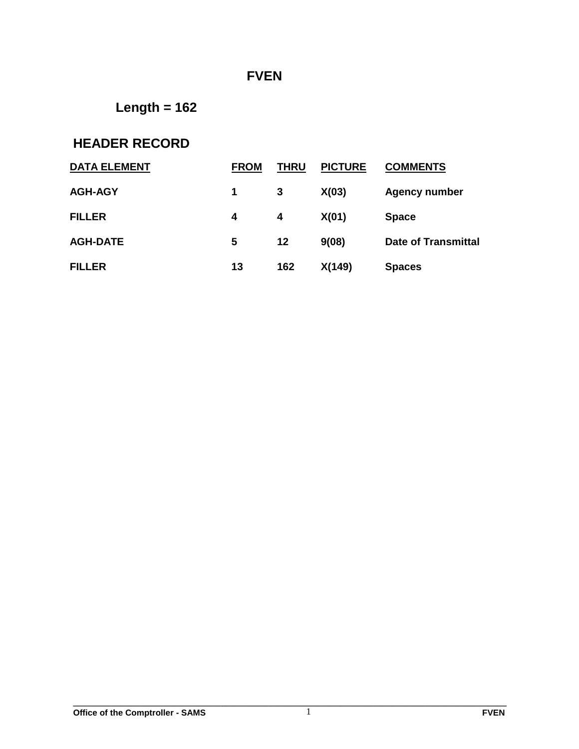# FVEN

## Length = 162

## HEADER RECORD

| DATA ELEMENT | FROM | THRU | PICTURE | COMMENTS |
|---|---|---|---|---|
| AGH-AGY | 1 | 3 | X(03) | Agency number |
| FILLER | 4 | 4 | X(01) | Space |
| AGH-DATE | 5 | 12 | 9(08) | Date of Transmittal |
| FILLER | 13 | 162 | X(149) | Spaces |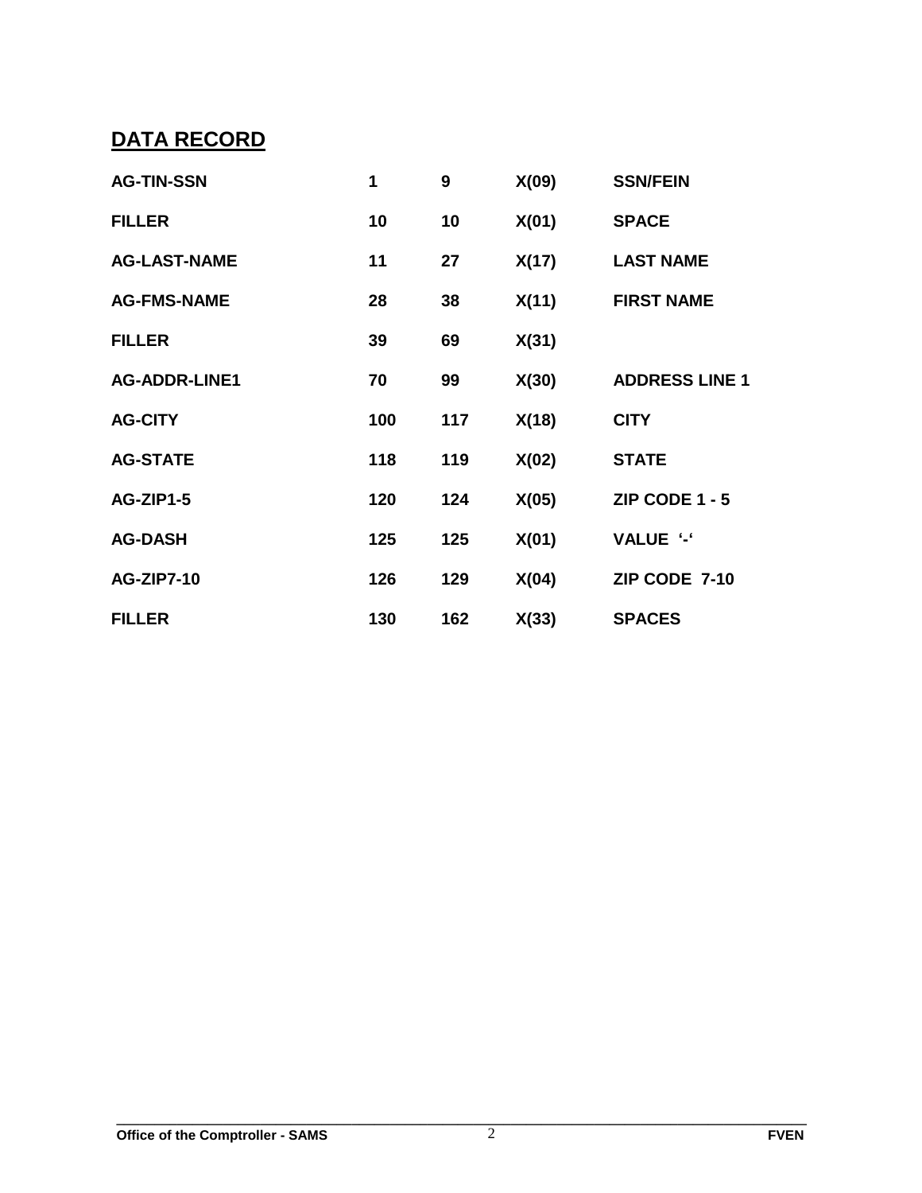## DATA RECORD

| | | | | |
|---|---|---|---|---|
| **AG-TIN-SSN** | **1** | **9** | **X(09)** | **SSN/FEIN** |
| **FILLER** | **10** | **10** | **X(01)** | **SPACE** |
| **AG-LAST-NAME** | **11** | **27** | **X(17)** | **LAST NAME** |
| **AG-FMS-NAME** | **28** | **38** | **X(11)** | **FIRST NAME** |
| **FILLER** | **39** | **69** | **X(31)** | |
| **AG-ADDR-LINE1** | **70** | **99** | **X(30)** | **ADDRESS LINE 1** |
| **AG-CITY** | **100** | **117** | **X(18)** | **CITY** |
| **AG-STATE** | **118** | **119** | **X(02)** | **STATE** |
| **AG-ZIP1-5** | **120** | **124** | **X(05)** | **ZIP CODE 1 - 5** |
| **AG-DASH** | **125** | **125** | **X(01)** | **VALUE '-'** |
| **AG-ZIP7-10** | **126** | **129** | **X(04)** | **ZIP CODE 7-10** |
| **FILLER** | **130** | **162** | **X(33)** | **SPACES** |